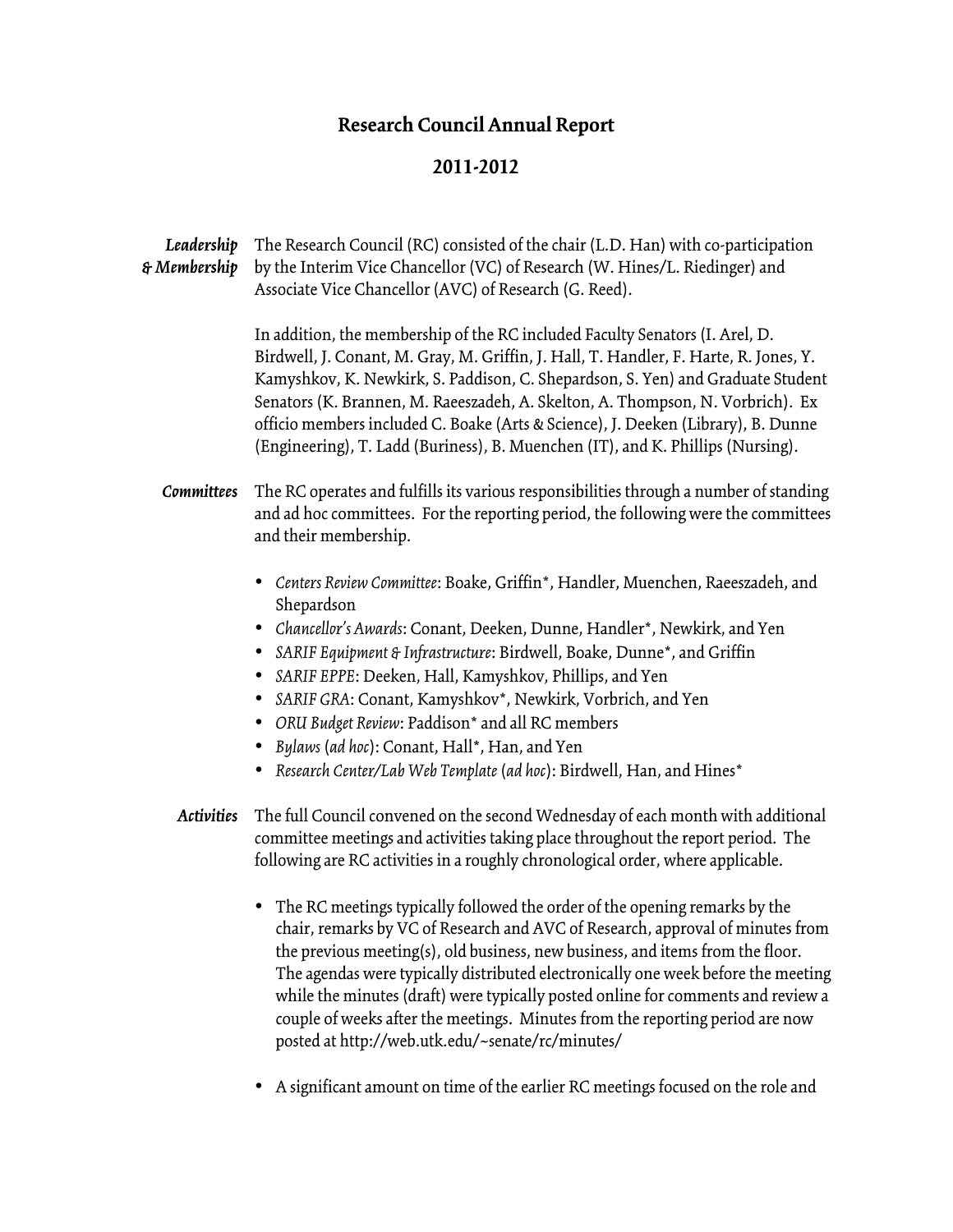# Research Council Annual Report

## 2011-2012

***Leadership & Membership*** The Research Council (RC) consisted of the chair (L.D. Han) with co-participation by the Interim Vice Chancellor (VC) of Research (W. Hines/L. Riedinger) and Associate Vice Chancellor (AVC) of Research (G. Reed).

In addition, the membership of the RC included Faculty Senators (I. Arel, D. Birdwell, J. Conant, M. Gray, M. Griffin, J. Hall, T. Handler, F. Harte, R. Jones, Y. Kamyshkov, K. Newkirk, S. Paddison, C. Shepardson, S. Yen) and Graduate Student Senators (K. Brannen, M. Raeeszadeh, A. Skelton, A. Thompson, N. Vorbrich). Ex officio members included C. Boake (Arts & Science), J. Deeken (Library), B. Dunne (Engineering), T. Ladd (Buriness), B. Muenchen (IT), and K. Phillips (Nursing).

***Committees*** The RC operates and fulfills its various responsibilities through a number of standing and ad hoc committees. For the reporting period, the following were the committees and their membership.

- *Centers Review Committee*: Boake, Griffin*, Handler, Muenchen, Raeeszadeh, and Shepardson
- *Chancellor's Awards*: Conant, Deeken, Dunne, Handler*, Newkirk, and Yen
- *SARIF Equipment & Infrastructure*: Birdwell, Boake, Dunne*, and Griffin
- *SARIF EPPE*: Deeken, Hall, Kamyshkov, Phillips, and Yen
- *SARIF GRA*: Conant, Kamyshkov*, Newkirk, Vorbrich, and Yen
- *ORU Budget Review*: Paddison* and all RC members
- *Bylaws* (*ad hoc*): Conant, Hall*, Han, and Yen
- *Research Center/Lab Web Template* (*ad hoc*): Birdwell, Han, and Hines*

***Activities*** The full Council convened on the second Wednesday of each month with additional committee meetings and activities taking place throughout the report period. The following are RC activities in a roughly chronological order, where applicable.

- The RC meetings typically followed the order of the opening remarks by the chair, remarks by VC of Research and AVC of Research, approval of minutes from the previous meeting(s), old business, new business, and items from the floor. The agendas were typically distributed electronically one week before the meeting while the minutes (draft) were typically posted online for comments and review a couple of weeks after the meetings. Minutes from the reporting period are now posted at http://web.utk.edu/~senate/rc/minutes/

- A significant amount on time of the earlier RC meetings focused on the role and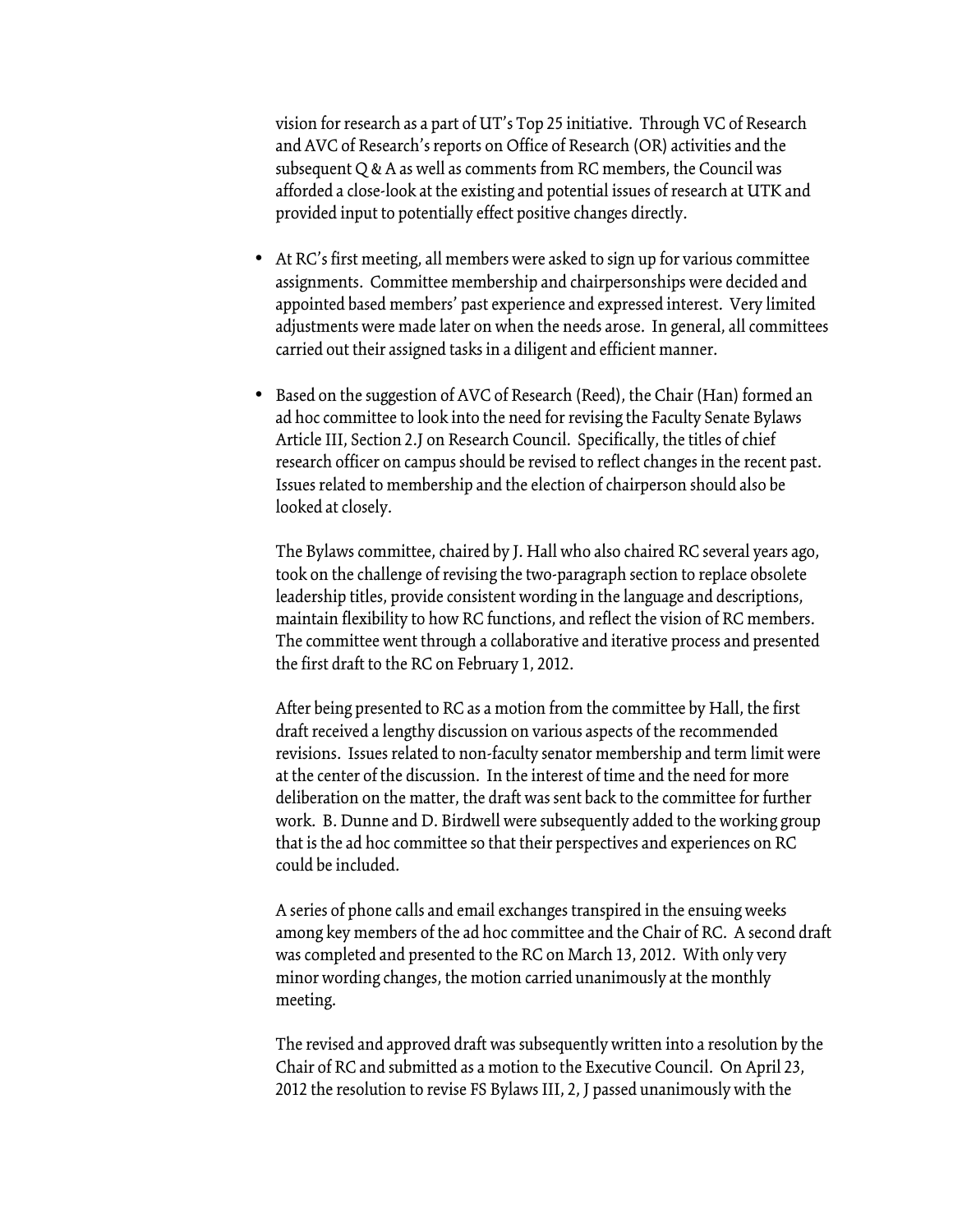vision for research as a part of UT's Top 25 initiative. Through VC of Research and AVC of Research's reports on Office of Research (OR) activities and the subsequent Q & A as well as comments from RC members, the Council was afforded a close-look at the existing and potential issues of research at UTK and provided input to potentially effect positive changes directly.

- At RC's first meeting, all members were asked to sign up for various committee assignments. Committee membership and chairpersonships were decided and appointed based members' past experience and expressed interest. Very limited adjustments were made later on when the needs arose. In general, all committees carried out their assigned tasks in a diligent and efficient manner.

- Based on the suggestion of AVC of Research (Reed), the Chair (Han) formed an ad hoc committee to look into the need for revising the Faculty Senate Bylaws Article III, Section 2.J on Research Council. Specifically, the titles of chief research officer on campus should be revised to reflect changes in the recent past. Issues related to membership and the election of chairperson should also be looked at closely.

  The Bylaws committee, chaired by J. Hall who also chaired RC several years ago, took on the challenge of revising the two-paragraph section to replace obsolete leadership titles, provide consistent wording in the language and descriptions, maintain flexibility to how RC functions, and reflect the vision of RC members. The committee went through a collaborative and iterative process and presented the first draft to the RC on February 1, 2012.

  After being presented to RC as a motion from the committee by Hall, the first draft received a lengthy discussion on various aspects of the recommended revisions. Issues related to non-faculty senator membership and term limit were at the center of the discussion. In the interest of time and the need for more deliberation on the matter, the draft was sent back to the committee for further work. B. Dunne and D. Birdwell were subsequently added to the working group that is the ad hoc committee so that their perspectives and experiences on RC could be included.

  A series of phone calls and email exchanges transpired in the ensuing weeks among key members of the ad hoc committee and the Chair of RC. A second draft was completed and presented to the RC on March 13, 2012. With only very minor wording changes, the motion carried unanimously at the monthly meeting.

  The revised and approved draft was subsequently written into a resolution by the Chair of RC and submitted as a motion to the Executive Council. On April 23, 2012 the resolution to revise FS Bylaws III, 2, J passed unanimously with the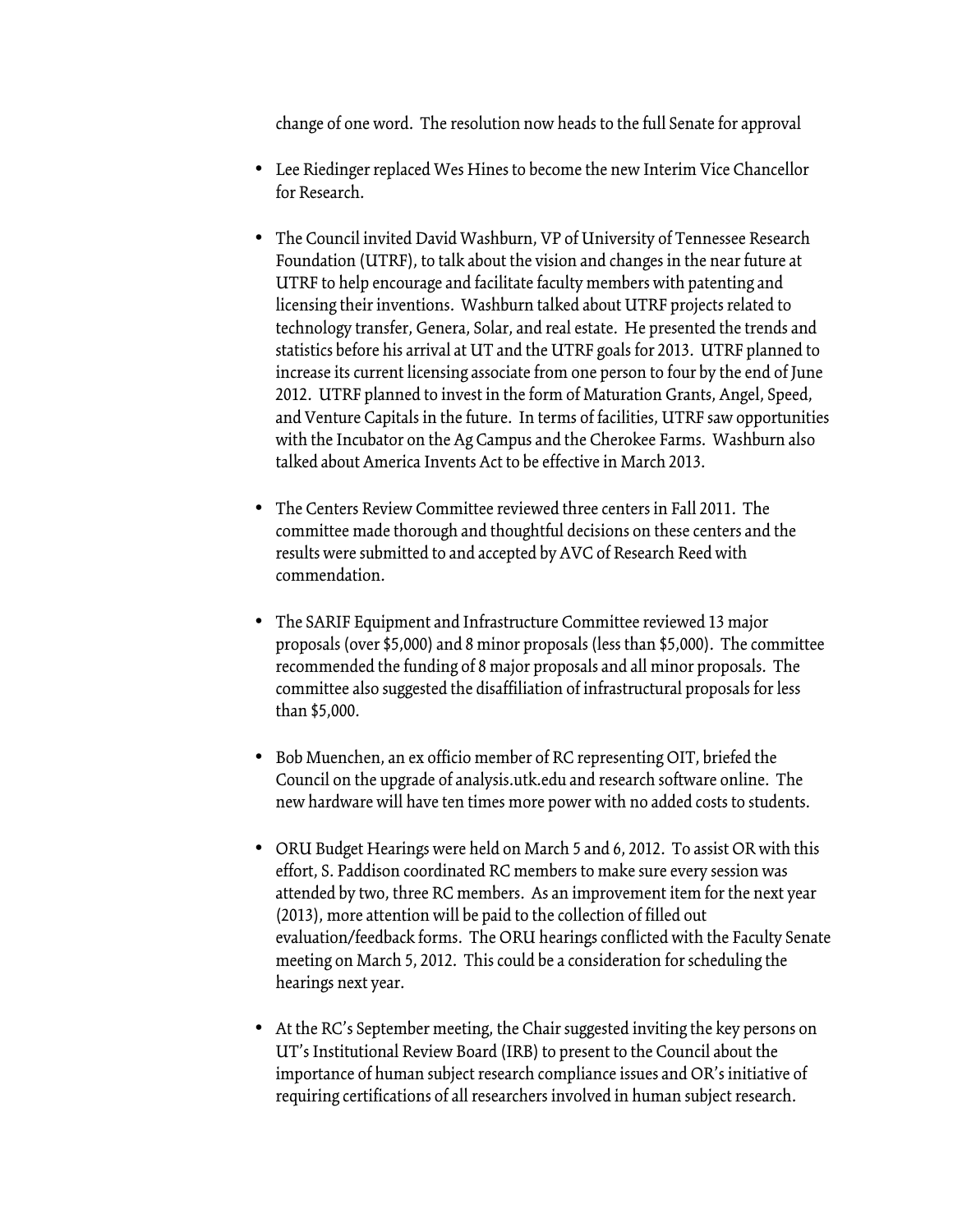change of one word. The resolution now heads to the full Senate for approval

- Lee Riedinger replaced Wes Hines to become the new Interim Vice Chancellor for Research.

- The Council invited David Washburn, VP of University of Tennessee Research Foundation (UTRF), to talk about the vision and changes in the near future at UTRF to help encourage and facilitate faculty members with patenting and licensing their inventions. Washburn talked about UTRF projects related to technology transfer, Genera, Solar, and real estate. He presented the trends and statistics before his arrival at UT and the UTRF goals for 2013. UTRF planned to increase its current licensing associate from one person to four by the end of June 2012. UTRF planned to invest in the form of Maturation Grants, Angel, Speed, and Venture Capitals in the future. In terms of facilities, UTRF saw opportunities with the Incubator on the Ag Campus and the Cherokee Farms. Washburn also talked about America Invents Act to be effective in March 2013.

- The Centers Review Committee reviewed three centers in Fall 2011. The committee made thorough and thoughtful decisions on these centers and the results were submitted to and accepted by AVC of Research Reed with commendation.

- The SARIF Equipment and Infrastructure Committee reviewed 13 major proposals (over $5,000) and 8 minor proposals (less than $5,000). The committee recommended the funding of 8 major proposals and all minor proposals. The committee also suggested the disaffiliation of infrastructural proposals for less than $5,000.

- Bob Muenchen, an ex officio member of RC representing OIT, briefed the Council on the upgrade of analysis.utk.edu and research software online. The new hardware will have ten times more power with no added costs to students.

- ORU Budget Hearings were held on March 5 and 6, 2012. To assist OR with this effort, S. Paddison coordinated RC members to make sure every session was attended by two, three RC members. As an improvement item for the next year (2013), more attention will be paid to the collection of filled out evaluation/feedback forms. The ORU hearings conflicted with the Faculty Senate meeting on March 5, 2012. This could be a consideration for scheduling the hearings next year.

- At the RC's September meeting, the Chair suggested inviting the key persons on UT's Institutional Review Board (IRB) to present to the Council about the importance of human subject research compliance issues and OR's initiative of requiring certifications of all researchers involved in human subject research.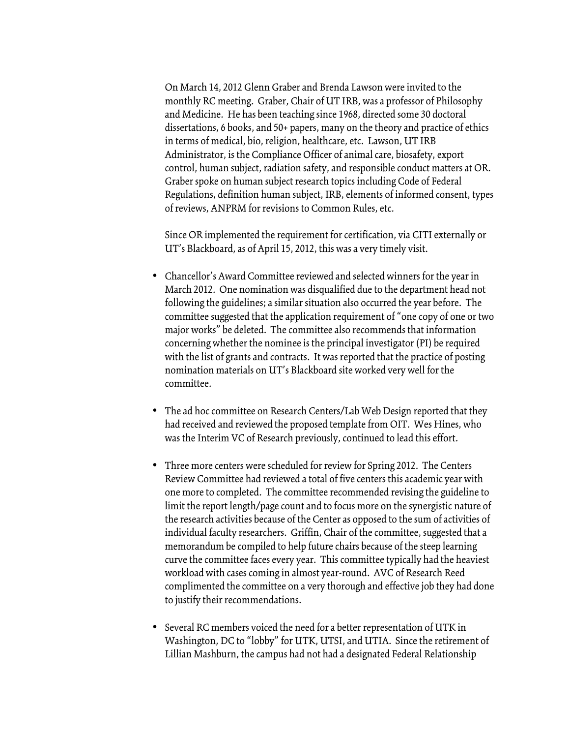On March 14, 2012 Glenn Graber and Brenda Lawson were invited to the monthly RC meeting. Graber, Chair of UT IRB, was a professor of Philosophy and Medicine. He has been teaching since 1968, directed some 30 doctoral dissertations, 6 books, and 50+ papers, many on the theory and practice of ethics in terms of medical, bio, religion, healthcare, etc. Lawson, UT IRB Administrator, is the Compliance Officer of animal care, biosafety, export control, human subject, radiation safety, and responsible conduct matters at OR. Graber spoke on human subject research topics including Code of Federal Regulations, definition human subject, IRB, elements of informed consent, types of reviews, ANPRM for revisions to Common Rules, etc.

Since OR implemented the requirement for certification, via CITI externally or UT's Blackboard, as of April 15, 2012, this was a very timely visit.

- Chancellor's Award Committee reviewed and selected winners for the year in March 2012. One nomination was disqualified due to the department head not following the guidelines; a similar situation also occurred the year before. The committee suggested that the application requirement of "one copy of one or two major works" be deleted. The committee also recommends that information concerning whether the nominee is the principal investigator (PI) be required with the list of grants and contracts. It was reported that the practice of posting nomination materials on UT's Blackboard site worked very well for the committee.

- The ad hoc committee on Research Centers/Lab Web Design reported that they had received and reviewed the proposed template from OIT. Wes Hines, who was the Interim VC of Research previously, continued to lead this effort.

- Three more centers were scheduled for review for Spring 2012. The Centers Review Committee had reviewed a total of five centers this academic year with one more to completed. The committee recommended revising the guideline to limit the report length/page count and to focus more on the synergistic nature of the research activities because of the Center as opposed to the sum of activities of individual faculty researchers. Griffin, Chair of the committee, suggested that a memorandum be compiled to help future chairs because of the steep learning curve the committee faces every year. This committee typically had the heaviest workload with cases coming in almost year-round. AVC of Research Reed complimented the committee on a very thorough and effective job they had done to justify their recommendations.

- Several RC members voiced the need for a better representation of UTK in Washington, DC to "lobby" for UTK, UTSI, and UTIA. Since the retirement of Lillian Mashburn, the campus had not had a designated Federal Relationship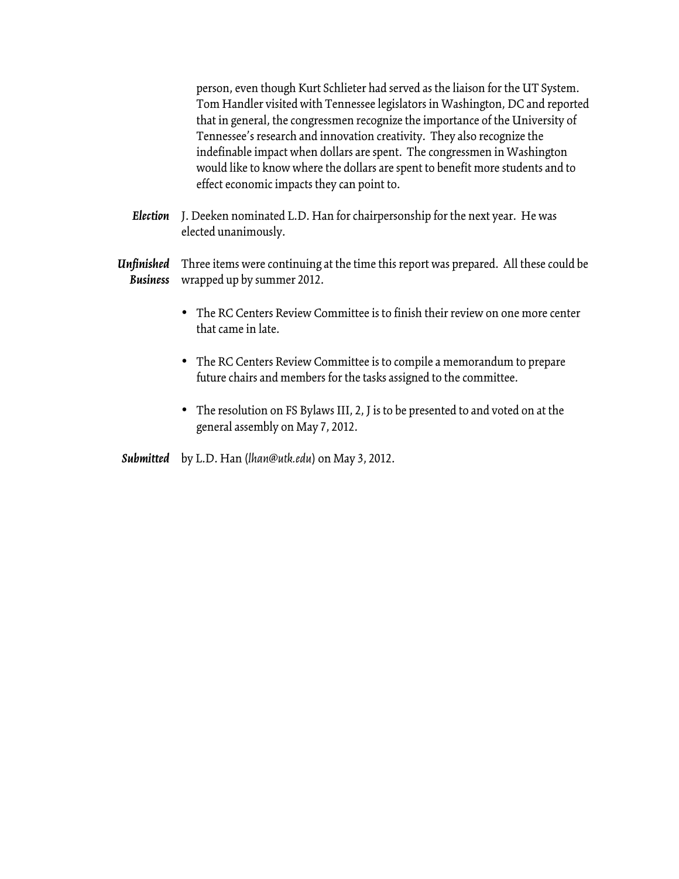person, even though Kurt Schlieter had served as the liaison for the UT System. Tom Handler visited with Tennessee legislators in Washington, DC and reported that in general, the congressmen recognize the importance of the University of Tennessee's research and innovation creativity. They also recognize the indefinable impact when dollars are spent. The congressmen in Washington would like to know where the dollars are spent to benefit more students and to effect economic impacts they can point to.

***Election*** J. Deeken nominated L.D. Han for chairpersonship for the next year. He was elected unanimously.

***Unfinished Business*** Three items were continuing at the time this report was prepared. All these could be wrapped up by summer 2012.

- The RC Centers Review Committee is to finish their review on one more center that came in late.
- The RC Centers Review Committee is to compile a memorandum to prepare future chairs and members for the tasks assigned to the committee.
- The resolution on FS Bylaws III, 2, J is to be presented to and voted on at the general assembly on May 7, 2012.

***Submitted*** by L.D. Han (*lhan@utk.edu*) on May 3, 2012.